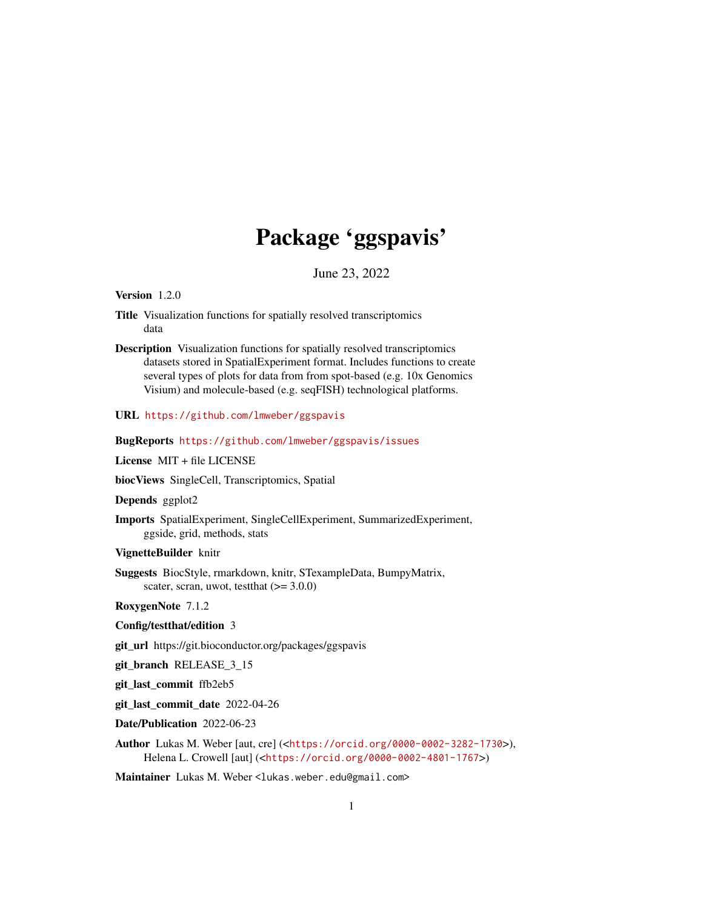# Package ‘ggspavis’

June 23, 2022

**Version** 1.2.0

**Title** Visualization functions for spatially resolved transcriptomics data

**Description** Visualization functions for spatially resolved transcriptomics datasets stored in SpatialExperiment format. Includes functions to create several types of plots for data from from spot-based (e.g. 10x Genomics Visium) and molecule-based (e.g. seqFISH) technological platforms.

**URL** https://github.com/lmweber/ggspavis

**BugReports** https://github.com/lmweber/ggspavis/issues

**License** MIT + file LICENSE

**biocViews** SingleCell, Transcriptomics, Spatial

**Depends** ggplot2

**Imports** SpatialExperiment, SingleCellExperiment, SummarizedExperiment, ggside, grid, methods, stats

**VignetteBuilder** knitr

**Suggests** BiocStyle, rmarkdown, knitr, STexampleData, BumpyMatrix, scater, scran, uwot, testthat (>= 3.0.0)

**RoxygenNote** 7.1.2

**Config/testthat/edition** 3

**git_url** https://git.bioconductor.org/packages/ggspavis

**git_branch** RELEASE_3_15

**git_last_commit** ffb2eb5

**git_last_commit_date** 2022-04-26

**Date/Publication** 2022-06-23

**Author** Lukas M. Weber [aut, cre] (<https://orcid.org/0000-0002-3282-1730>), Helena L. Crowell [aut] (<https://orcid.org/0000-0002-4801-1767>)

**Maintainer** Lukas M. Weber <lukas.weber.edu@gmail.com>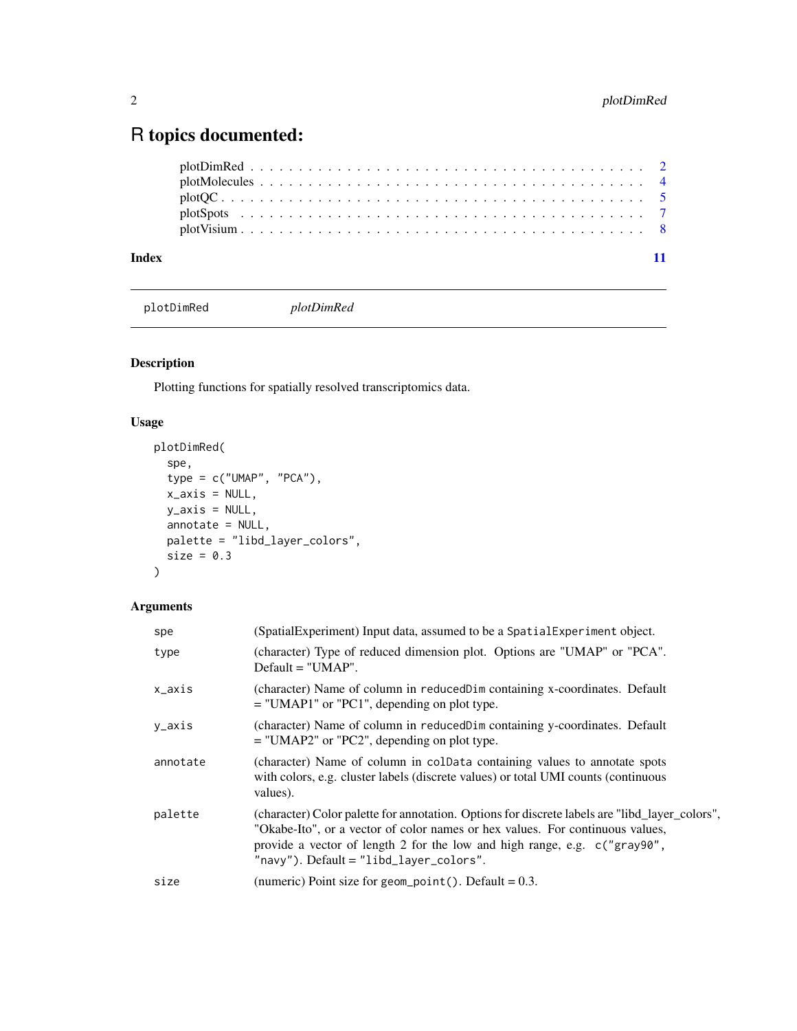# R topics documented:

plotDimRed . . . . . . . . . . . . . . . . . . . . . . . . . . . . . . . . . . . . . . 2
plotMolecules . . . . . . . . . . . . . . . . . . . . . . . . . . . . . . . . . . . . . 4
plotQC . . . . . . . . . . . . . . . . . . . . . . . . . . . . . . . . . . . . . . . . 5
plotSpots . . . . . . . . . . . . . . . . . . . . . . . . . . . . . . . . . . . . . . . 7
plotVisium . . . . . . . . . . . . . . . . . . . . . . . . . . . . . . . . . . . . . . 8

**Index** **11**

---

`plotDimRed` *plotDimRed*

---

### Description

Plotting functions for spatially resolved transcriptomics data.

### Usage

```
plotDimRed(
  spe,
  type = c("UMAP", "PCA"),
  x_axis = NULL,
  y_axis = NULL,
  annotate = NULL,
  palette = "libd_layer_colors",
  size = 0.3
)
```

### Arguments

| | |
|---|---|
| `spe` | (SpatialExperiment) Input data, assumed to be a `SpatialExperiment` object. |
| `type` | (character) Type of reduced dimension plot. Options are "UMAP" or "PCA". Default = "UMAP". |
| `x_axis` | (character) Name of column in `reducedDim` containing x-coordinates. Default = "UMAP1" or "PC1", depending on plot type. |
| `y_axis` | (character) Name of column in `reducedDim` containing y-coordinates. Default = "UMAP2" or "PC2", depending on plot type. |
| `annotate` | (character) Name of column in `colData` containing values to annotate spots with colors, e.g. cluster labels (discrete values) or total UMI counts (continuous values). |
| `palette` | (character) Color palette for annotation. Options for discrete labels are "libd_layer_colors", "Okabe-Ito", or a vector of color names or hex values. For continuous values, provide a vector of length 2 for the low and high range, e.g. `c("gray90", "navy")`. Default = `"libd_layer_colors"`. |
| `size` | (numeric) Point size for `geom_point()`. Default = 0.3. |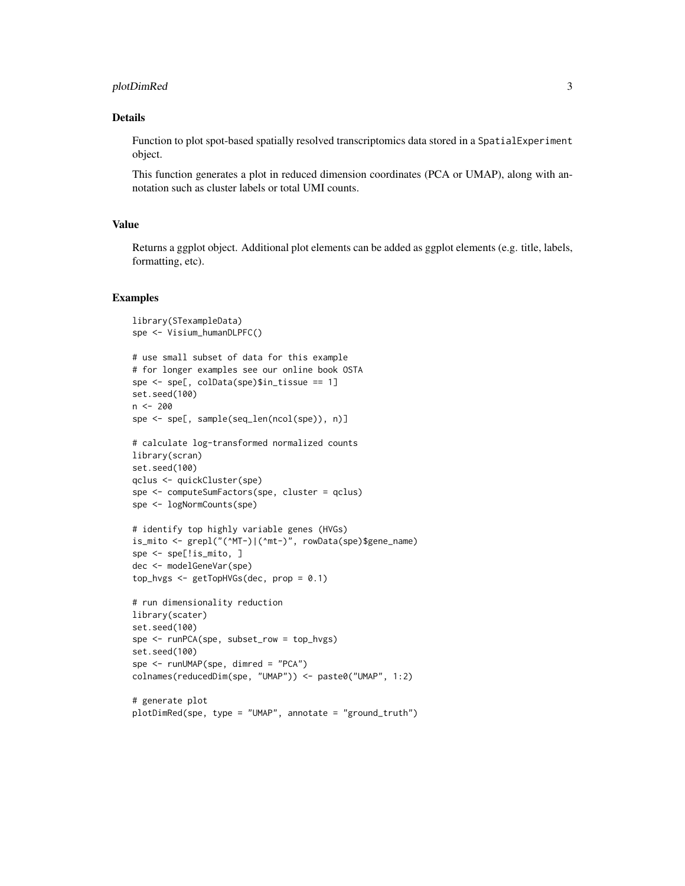## Details

Function to plot spot-based spatially resolved transcriptomics data stored in a `SpatialExperiment` object.

This function generates a plot in reduced dimension coordinates (PCA or UMAP), along with annotation such as cluster labels or total UMI counts.

## Value

Returns a ggplot object. Additional plot elements can be added as ggplot elements (e.g. title, labels, formatting, etc).

## Examples

```
library(STexampleData)
spe <- Visium_humanDLPFC()

# use small subset of data for this example
# for longer examples see our online book OSTA
spe <- spe[, colData(spe)$in_tissue == 1]
set.seed(100)
n <- 200
spe <- spe[, sample(seq_len(ncol(spe)), n)]

# calculate log-transformed normalized counts
library(scran)
set.seed(100)
qclus <- quickCluster(spe)
spe <- computeSumFactors(spe, cluster = qclus)
spe <- logNormCounts(spe)

# identify top highly variable genes (HVGs)
is_mito <- grepl("(^MT-)|(^mt-)", rowData(spe)$gene_name)
spe <- spe[!is_mito, ]
dec <- modelGeneVar(spe)
top_hvgs <- getTopHVGs(dec, prop = 0.1)

# run dimensionality reduction
library(scater)
set.seed(100)
spe <- runPCA(spe, subset_row = top_hvgs)
set.seed(100)
spe <- runUMAP(spe, dimred = "PCA")
colnames(reducedDim(spe, "UMAP")) <- paste0("UMAP", 1:2)

# generate plot
plotDimRed(spe, type = "UMAP", annotate = "ground_truth")
```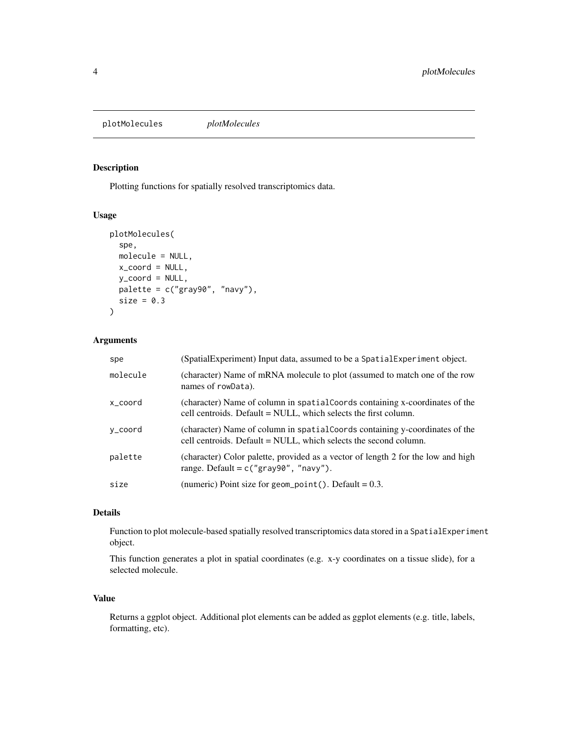plotMolecules *plotMolecules*

## Description

Plotting functions for spatially resolved transcriptomics data.

## Usage

```
plotMolecules(
  spe,
  molecule = NULL,
  x_coord = NULL,
  y_coord = NULL,
  palette = c("gray90", "navy"),
  size = 0.3
)
```

## Arguments

| | |
|---|---|
| spe | (SpatialExperiment) Input data, assumed to be a `SpatialExperiment` object. |
| molecule | (character) Name of mRNA molecule to plot (assumed to match one of the row names of `rowData`). |
| x_coord | (character) Name of column in `spatialCoords` containing x-coordinates of the cell centroids. Default = NULL, which selects the first column. |
| y_coord | (character) Name of column in `spatialCoords` containing y-coordinates of the cell centroids. Default = NULL, which selects the second column. |
| palette | (character) Color palette, provided as a vector of length 2 for the low and high range. Default = `c("gray90", "navy")`. |
| size | (numeric) Point size for `geom_point()`. Default = 0.3. |

## Details

Function to plot molecule-based spatially resolved transcriptomics data stored in a `SpatialExperiment` object.

This function generates a plot in spatial coordinates (e.g. x-y coordinates on a tissue slide), for a selected molecule.

## Value

Returns a ggplot object. Additional plot elements can be added as ggplot elements (e.g. title, labels, formatting, etc).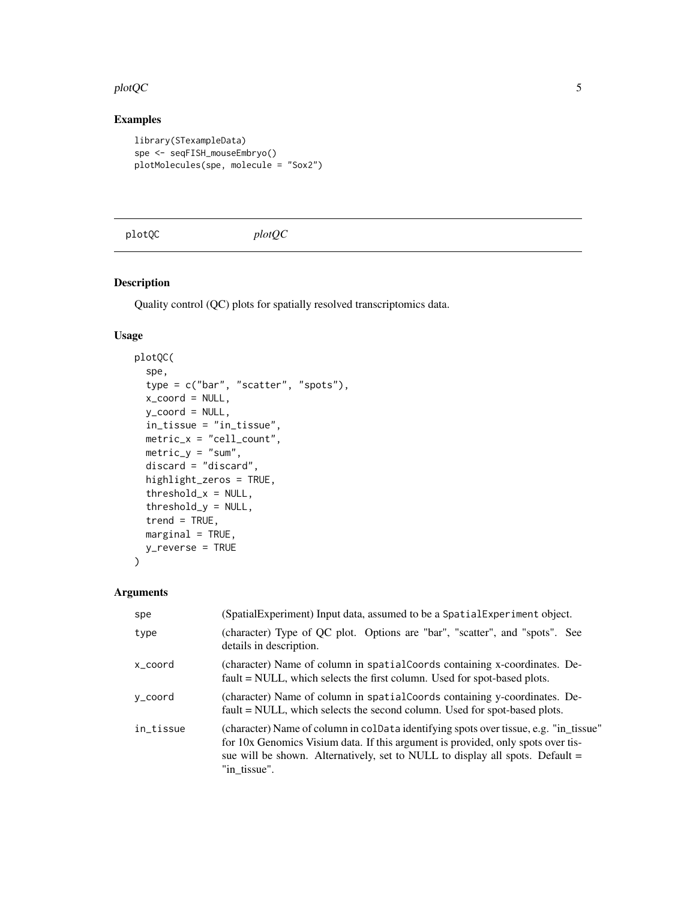## Examples

```
library(STexampleData)
spe <- seqFISH_mouseEmbryo()
plotMolecules(spe, molecule = "Sox2")
```

---

# plotQC *plotQC*

---

## Description

Quality control (QC) plots for spatially resolved transcriptomics data.

## Usage

```
plotQC(
  spe,
  type = c("bar", "scatter", "spots"),
  x_coord = NULL,
  y_coord = NULL,
  in_tissue = "in_tissue",
  metric_x = "cell_count",
  metric_y = "sum",
  discard = "discard",
  highlight_zeros = TRUE,
  threshold_x = NULL,
  threshold_y = NULL,
  trend = TRUE,
  marginal = TRUE,
  y_reverse = TRUE
)
```

## Arguments

| | |
|---|---|
| spe | (SpatialExperiment) Input data, assumed to be a `SpatialExperiment` object. |
| type | (character) Type of QC plot. Options are "bar", "scatter", and "spots". See details in description. |
| x_coord | (character) Name of column in `spatialCoords` containing x-coordinates. Default = NULL, which selects the first column. Used for spot-based plots. |
| y_coord | (character) Name of column in `spatialCoords` containing y-coordinates. Default = NULL, which selects the second column. Used for spot-based plots. |
| in_tissue | (character) Name of column in `colData` identifying spots over tissue, e.g. "in_tissue" for 10x Genomics Visium data. If this argument is provided, only spots over tissue will be shown. Alternatively, set to NULL to display all spots. Default = "in_tissue". |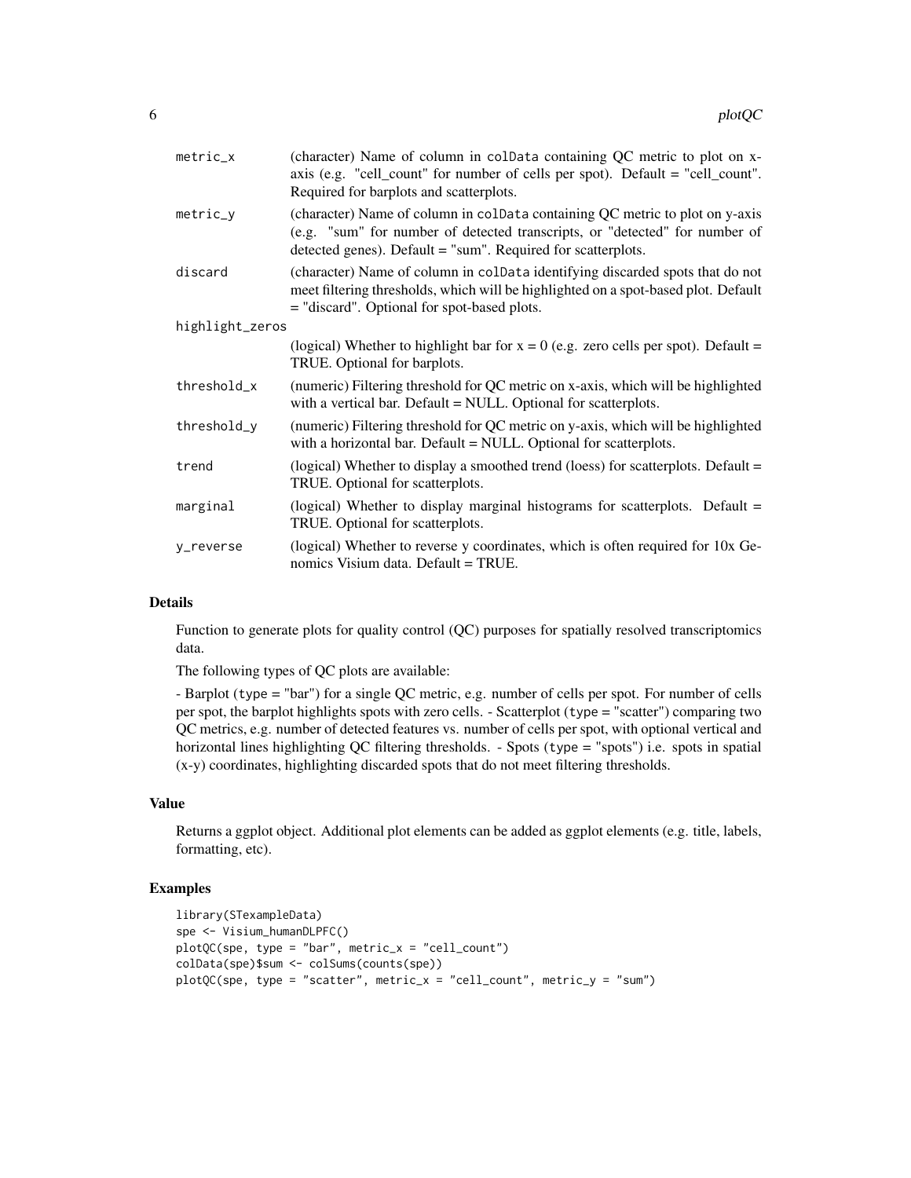| | |
|---|---|
| `metric_x` | (character) Name of column in `colData` containing QC metric to plot on x-axis (e.g. "cell_count" for number of cells per spot). Default = "cell_count". Required for barplots and scatterplots. |
| `metric_y` | (character) Name of column in `colData` containing QC metric to plot on y-axis (e.g. "sum" for number of detected transcripts, or "detected" for number of detected genes). Default = "sum". Required for scatterplots. |
| `discard` | (character) Name of column in `colData` identifying discarded spots that do not meet filtering thresholds, which will be highlighted on a spot-based plot. Default = "discard". Optional for spot-based plots. |
| `highlight_zeros` | (logical) Whether to highlight bar for x = 0 (e.g. zero cells per spot). Default = TRUE. Optional for barplots. |
| `threshold_x` | (numeric) Filtering threshold for QC metric on x-axis, which will be highlighted with a vertical bar. Default = NULL. Optional for scatterplots. |
| `threshold_y` | (numeric) Filtering threshold for QC metric on y-axis, which will be highlighted with a horizontal bar. Default = NULL. Optional for scatterplots. |
| `trend` | (logical) Whether to display a smoothed trend (loess) for scatterplots. Default = TRUE. Optional for scatterplots. |
| `marginal` | (logical) Whether to display marginal histograms for scatterplots. Default = TRUE. Optional for scatterplots. |
| `y_reverse` | (logical) Whether to reverse y coordinates, which is often required for 10x Genomics Visium data. Default = TRUE. |

### Details

Function to generate plots for quality control (QC) purposes for spatially resolved transcriptomics data.

The following types of QC plots are available:

- Barplot (`type` = "bar") for a single QC metric, e.g. number of cells per spot. For number of cells per spot, the barplot highlights spots with zero cells. - Scatterplot (`type` = "scatter") comparing two QC metrics, e.g. number of detected features vs. number of cells per spot, with optional vertical and horizontal lines highlighting QC filtering thresholds. - Spots (`type` = "spots") i.e. spots in spatial (x-y) coordinates, highlighting discarded spots that do not meet filtering thresholds.

### Value

Returns a ggplot object. Additional plot elements can be added as ggplot elements (e.g. title, labels, formatting, etc).

### Examples

```
library(STexampleData)
spe <- Visium_humanDLPFC()
plotQC(spe, type = "bar", metric_x = "cell_count")
colData(spe)$sum <- colSums(counts(spe))
plotQC(spe, type = "scatter", metric_x = "cell_count", metric_y = "sum")
```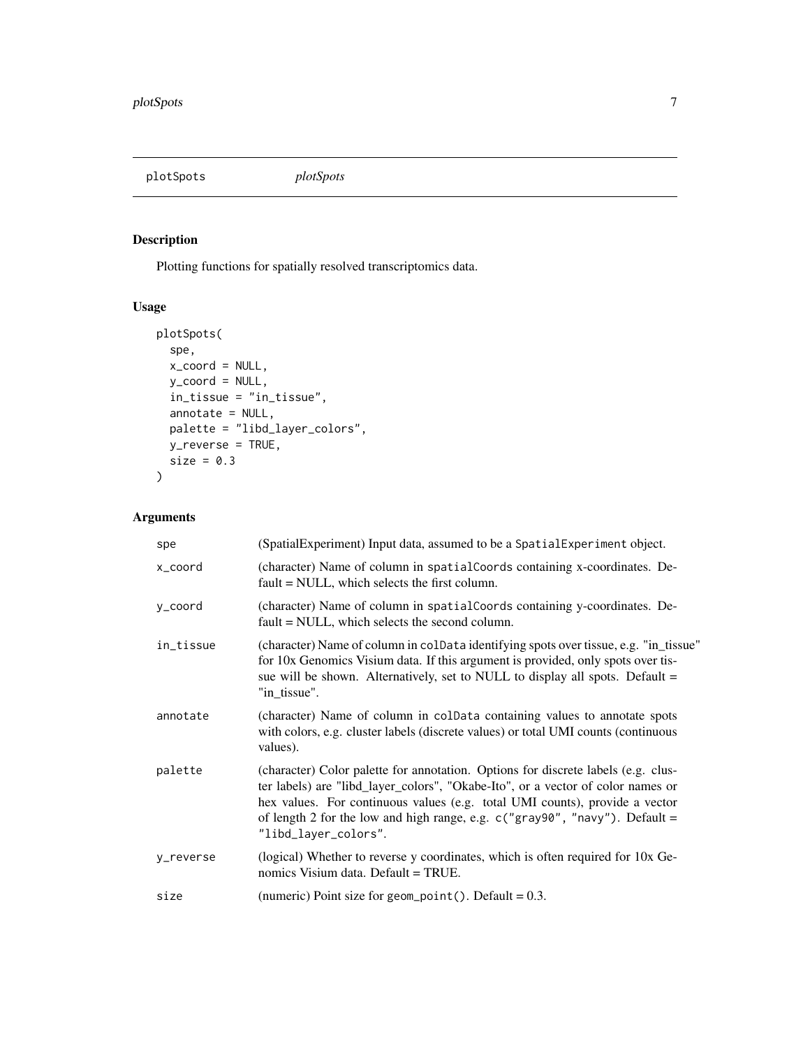# plotSpots *plotSpots*

## Description

Plotting functions for spatially resolved transcriptomics data.

## Usage

```
plotSpots(
  spe,
  x_coord = NULL,
  y_coord = NULL,
  in_tissue = "in_tissue",
  annotate = NULL,
  palette = "libd_layer_colors",
  y_reverse = TRUE,
  size = 0.3
)
```

## Arguments

| | |
|---|---|
| spe | (SpatialExperiment) Input data, assumed to be a `SpatialExperiment` object. |
| x_coord | (character) Name of column in `spatialCoords` containing x-coordinates. Default = NULL, which selects the first column. |
| y_coord | (character) Name of column in `spatialCoords` containing y-coordinates. Default = NULL, which selects the second column. |
| in_tissue | (character) Name of column in `colData` identifying spots over tissue, e.g. "in_tissue" for 10x Genomics Visium data. If this argument is provided, only spots over tissue will be shown. Alternatively, set to NULL to display all spots. Default = "in_tissue". |
| annotate | (character) Name of column in `colData` containing values to annotate spots with colors, e.g. cluster labels (discrete values) or total UMI counts (continuous values). |
| palette | (character) Color palette for annotation. Options for discrete labels (e.g. cluster labels) are "libd_layer_colors", "Okabe-Ito", or a vector of color names or hex values. For continuous values (e.g. total UMI counts), provide a vector of length 2 for the low and high range, e.g. `c("gray90", "navy")`. Default = `"libd_layer_colors"`. |
| y_reverse | (logical) Whether to reverse y coordinates, which is often required for 10x Genomics Visium data. Default = TRUE. |
| size | (numeric) Point size for `geom_point()`. Default = 0.3. |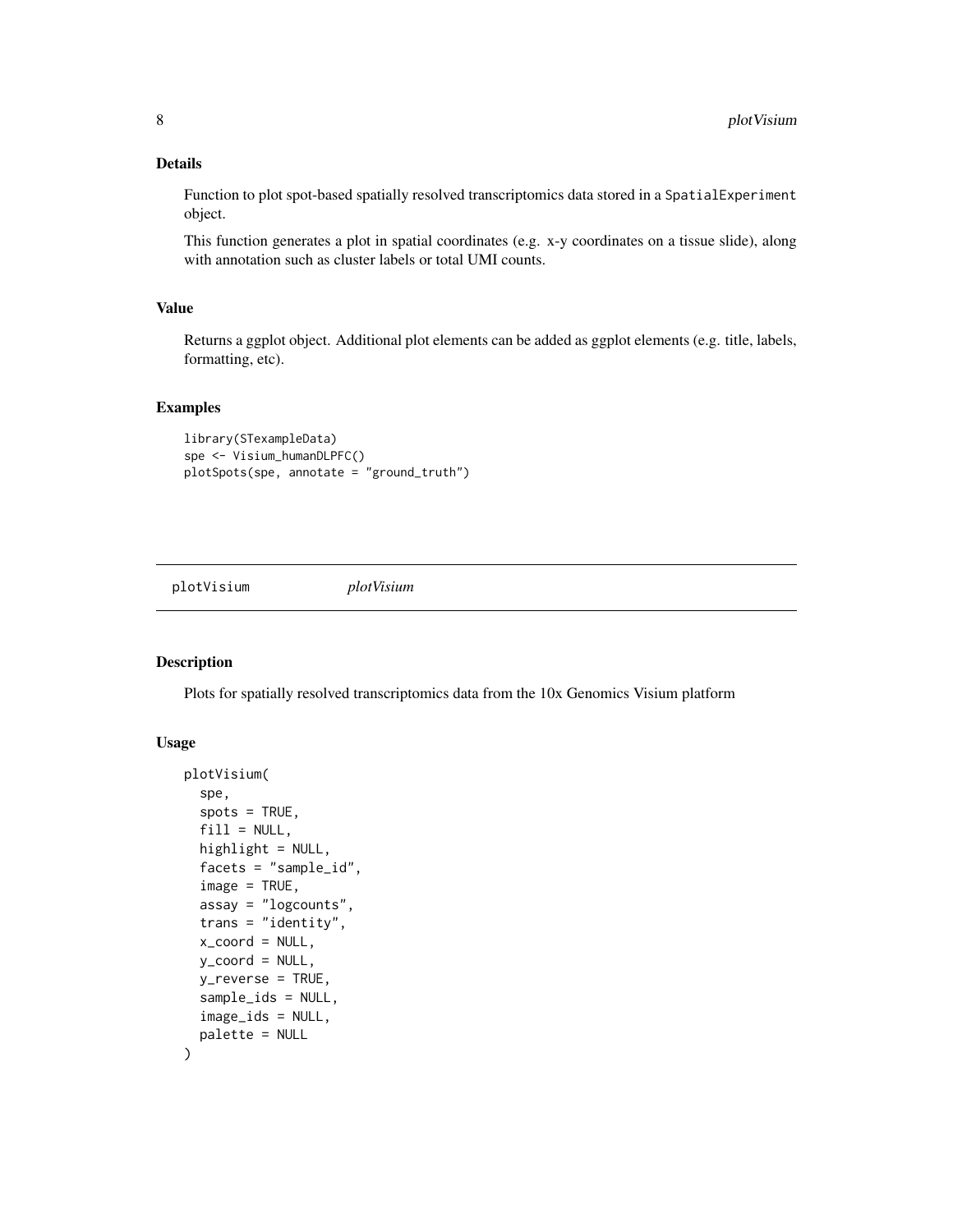## Details

Function to plot spot-based spatially resolved transcriptomics data stored in a `SpatialExperiment` object.

This function generates a plot in spatial coordinates (e.g. x-y coordinates on a tissue slide), along with annotation such as cluster labels or total UMI counts.

## Value

Returns a ggplot object. Additional plot elements can be added as ggplot elements (e.g. title, labels, formatting, etc).

## Examples

```
library(STexampleData)
spe <- Visium_humanDLPFC()
plotSpots(spe, annotate = "ground_truth")
```

---

# plotVisium *plotVisium*

---

## Description

Plots for spatially resolved transcriptomics data from the 10x Genomics Visium platform

## Usage

```
plotVisium(
  spe,
  spots = TRUE,
  fill = NULL,
  highlight = NULL,
  facets = "sample_id",
  image = TRUE,
  assay = "logcounts",
  trans = "identity",
  x_coord = NULL,
  y_coord = NULL,
  y_reverse = TRUE,
  sample_ids = NULL,
  image_ids = NULL,
  palette = NULL
)
```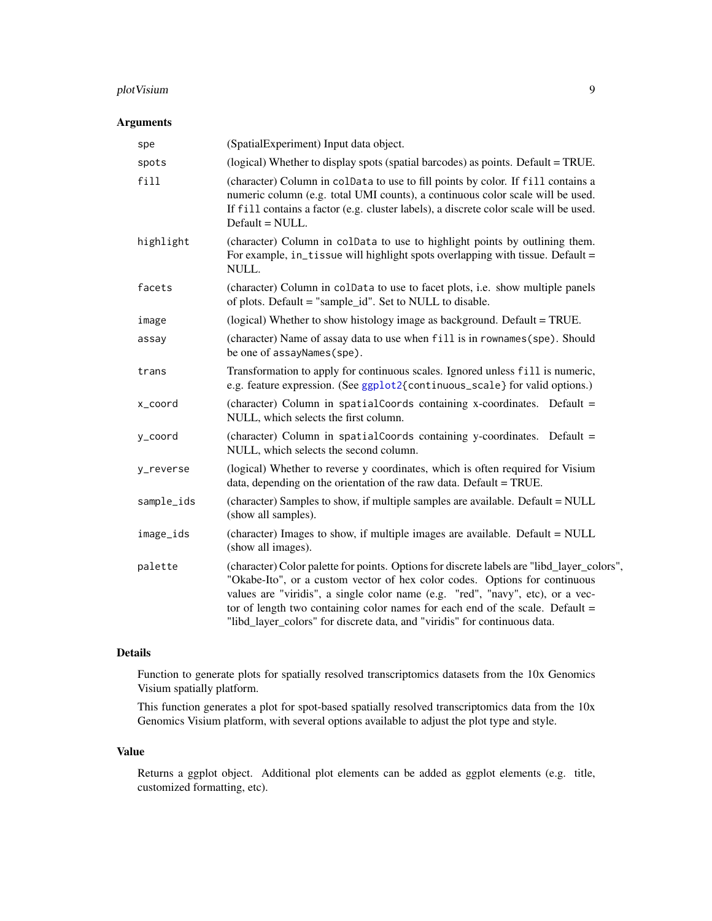## Arguments

| Argument | Description |
|---|---|
| `spe` | (SpatialExperiment) Input data object. |
| `spots` | (logical) Whether to display spots (spatial barcodes) as points. Default = TRUE. |
| `fill` | (character) Column in `colData` to use to fill points by color. If `fill` contains a numeric column (e.g. total UMI counts), a continuous color scale will be used. If `fill` contains a factor (e.g. cluster labels), a discrete color scale will be used. Default = NULL. |
| `highlight` | (character) Column in `colData` to use to highlight points by outlining them. For example, `in_tissue` will highlight spots overlapping with tissue. Default = NULL. |
| `facets` | (character) Column in `colData` to use to facet plots, i.e. show multiple panels of plots. Default = "sample_id". Set to NULL to disable. |
| `image` | (logical) Whether to show histology image as background. Default = TRUE. |
| `assay` | (character) Name of assay data to use when `fill` is in `rownames(spe)`. Should be one of `assayNames(spe)`. |
| `trans` | Transformation to apply for continuous scales. Ignored unless `fill` is numeric, e.g. feature expression. (See `ggplot2{continuous_scale}` for valid options.) |
| `x_coord` | (character) Column in `spatialCoords` containing x-coordinates. Default = NULL, which selects the first column. |
| `y_coord` | (character) Column in `spatialCoords` containing y-coordinates. Default = NULL, which selects the second column. |
| `y_reverse` | (logical) Whether to reverse y coordinates, which is often required for Visium data, depending on the orientation of the raw data. Default = TRUE. |
| `sample_ids` | (character) Samples to show, if multiple samples are available. Default = NULL (show all samples). |
| `image_ids` | (character) Images to show, if multiple images are available. Default = NULL (show all images). |
| `palette` | (character) Color palette for points. Options for discrete labels are "libd_layer_colors", "Okabe-Ito", or a custom vector of hex color codes. Options for continuous values are "viridis", a single color name (e.g. "red", "navy", etc), or a vector of length two containing color names for each end of the scale. Default = "libd_layer_colors" for discrete data, and "viridis" for continuous data. |

## Details

Function to generate plots for spatially resolved transcriptomics datasets from the 10x Genomics Visium spatially platform.

This function generates a plot for spot-based spatially resolved transcriptomics data from the 10x Genomics Visium platform, with several options available to adjust the plot type and style.

## Value

Returns a ggplot object. Additional plot elements can be added as ggplot elements (e.g. title, customized formatting, etc).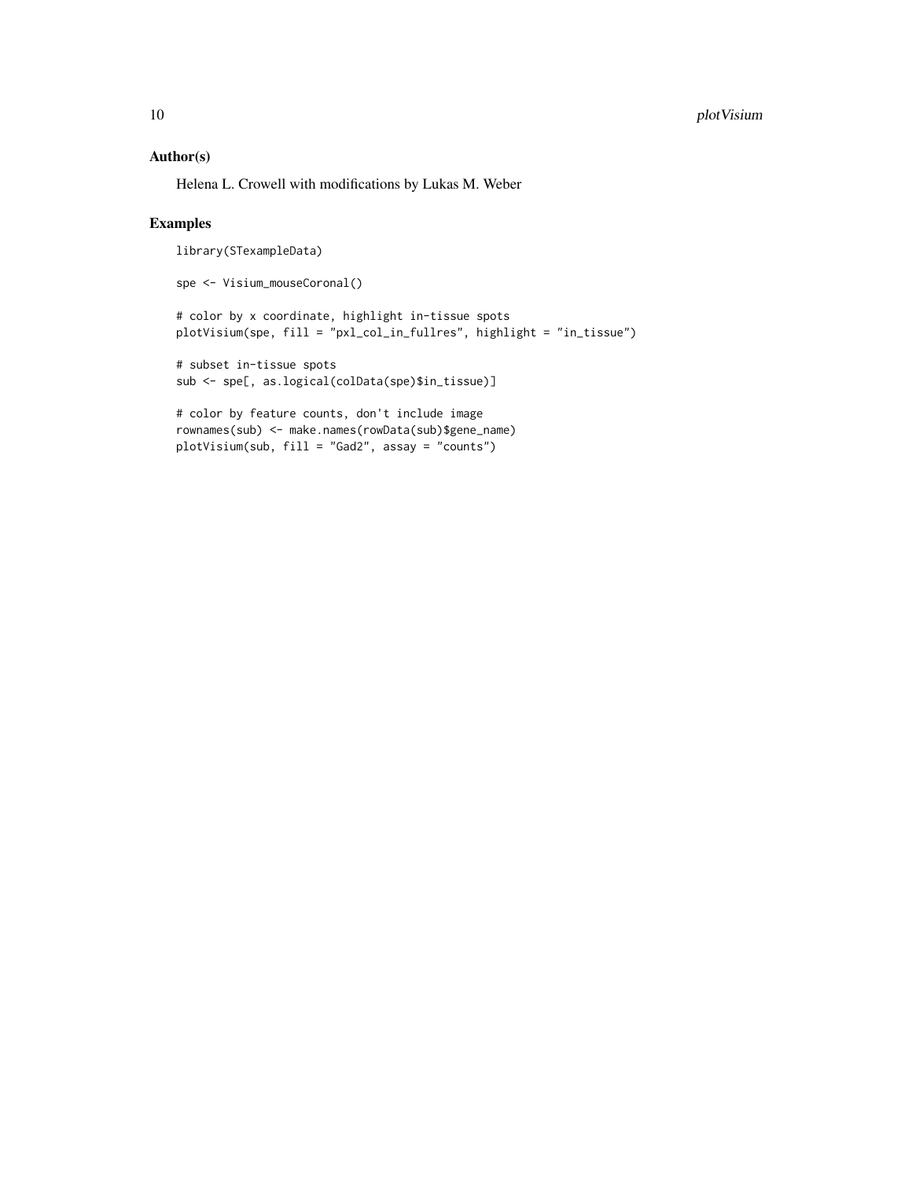## Author(s)

Helena L. Crowell with modifications by Lukas M. Weber

## Examples

```
library(STexampleData)

spe <- Visium_mouseCoronal()

# color by x coordinate, highlight in-tissue spots
plotVisium(spe, fill = "pxl_col_in_fullres", highlight = "in_tissue")

# subset in-tissue spots
sub <- spe[, as.logical(colData(spe)$in_tissue)]

# color by feature counts, don't include image
rownames(sub) <- make.names(rowData(sub)$gene_name)
plotVisium(sub, fill = "Gad2", assay = "counts")
```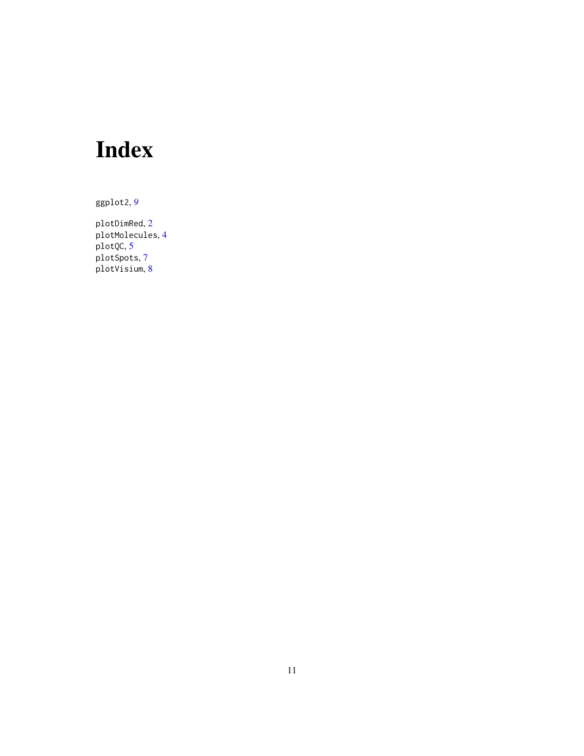# Index

ggplot2, *9*

plotDimRed, 2
plotMolecules, 4
plotQC, 5
plotSpots, 7
plotVisium, 8